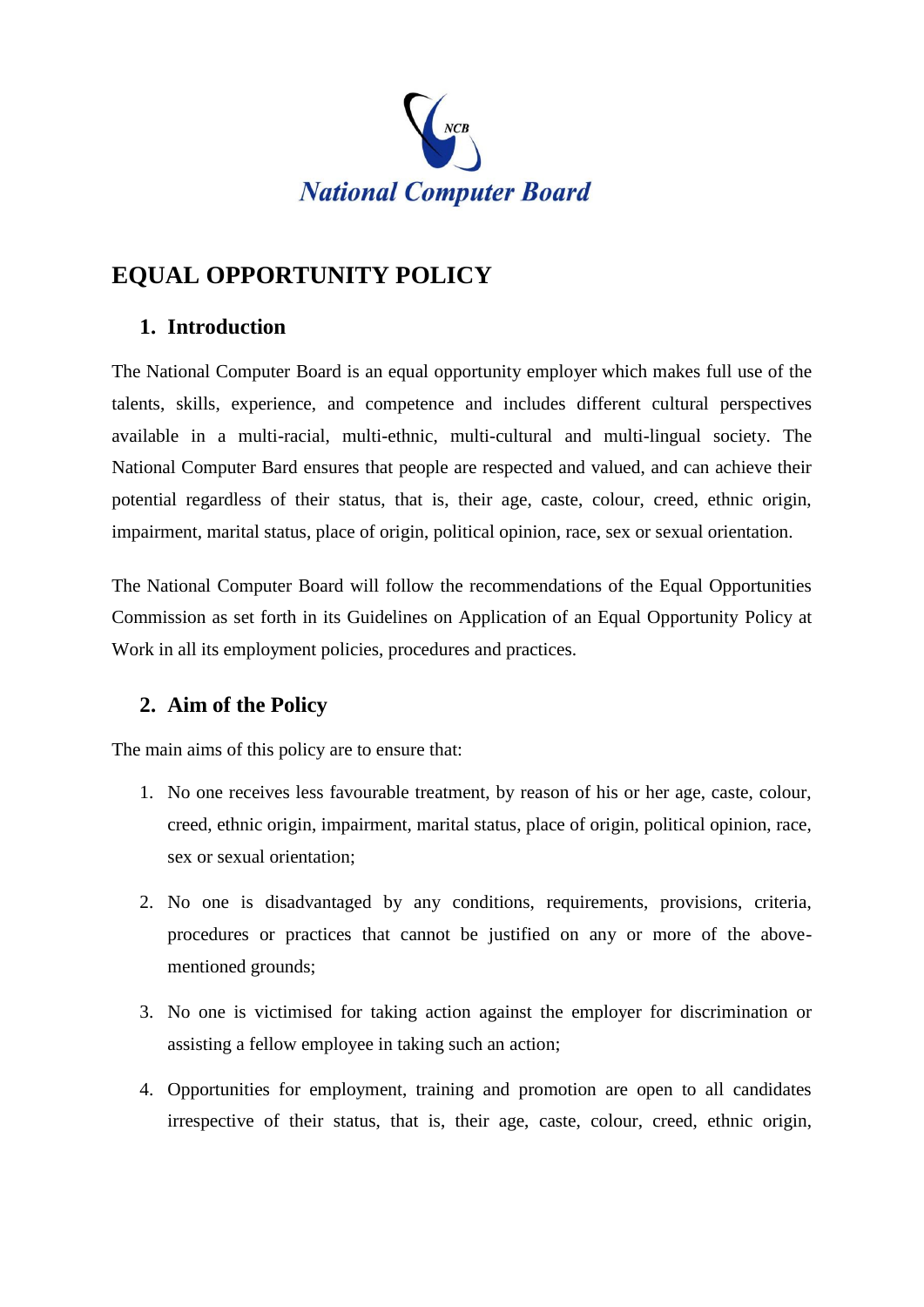National Computer Board

# EQUAL OPPORTUNITY POLICY

## 1. Introduction

The National Computer Board is an equal opportunity employer which makes full use of the talents, skills, experience, and competence and includes different cultural perspectives available in a multi-racial, multi-ethnic, multi-cultural and multi-lingual society. The National Computer Bard ensures that people are respected and valued, and can achieve their potential regardless of their status, that is, their age, caste, colour, creed, ethnic origin, impairment, marital status, place of origin, political opinion, race, sex or sexual orientation.

The National Computer Board will follow the recommendations of the Equal Opportunities Commission as set forth in its Guidelines on Application of an Equal Opportunity Policy at Work in all its employment policies, procedures and practices.

## 2. Aim of the Policy

The main aims of this policy are to ensure that:

1. No one receives less favourable treatment, by reason of his or her age, caste, colour, creed, ethnic origin, impairment, marital status, place of origin, political opinion, race, sex or sexual orientation;
2. No one is disadvantaged by any conditions, requirements, provisions, criteria, procedures or practices that cannot be justified on any or more of the above-mentioned grounds;
3. No one is victimised for taking action against the employer for discrimination or assisting a fellow employee in taking such an action;
4. Opportunities for employment, training and promotion are open to all candidates irrespective of their status, that is, their age, caste, colour, creed, ethnic origin,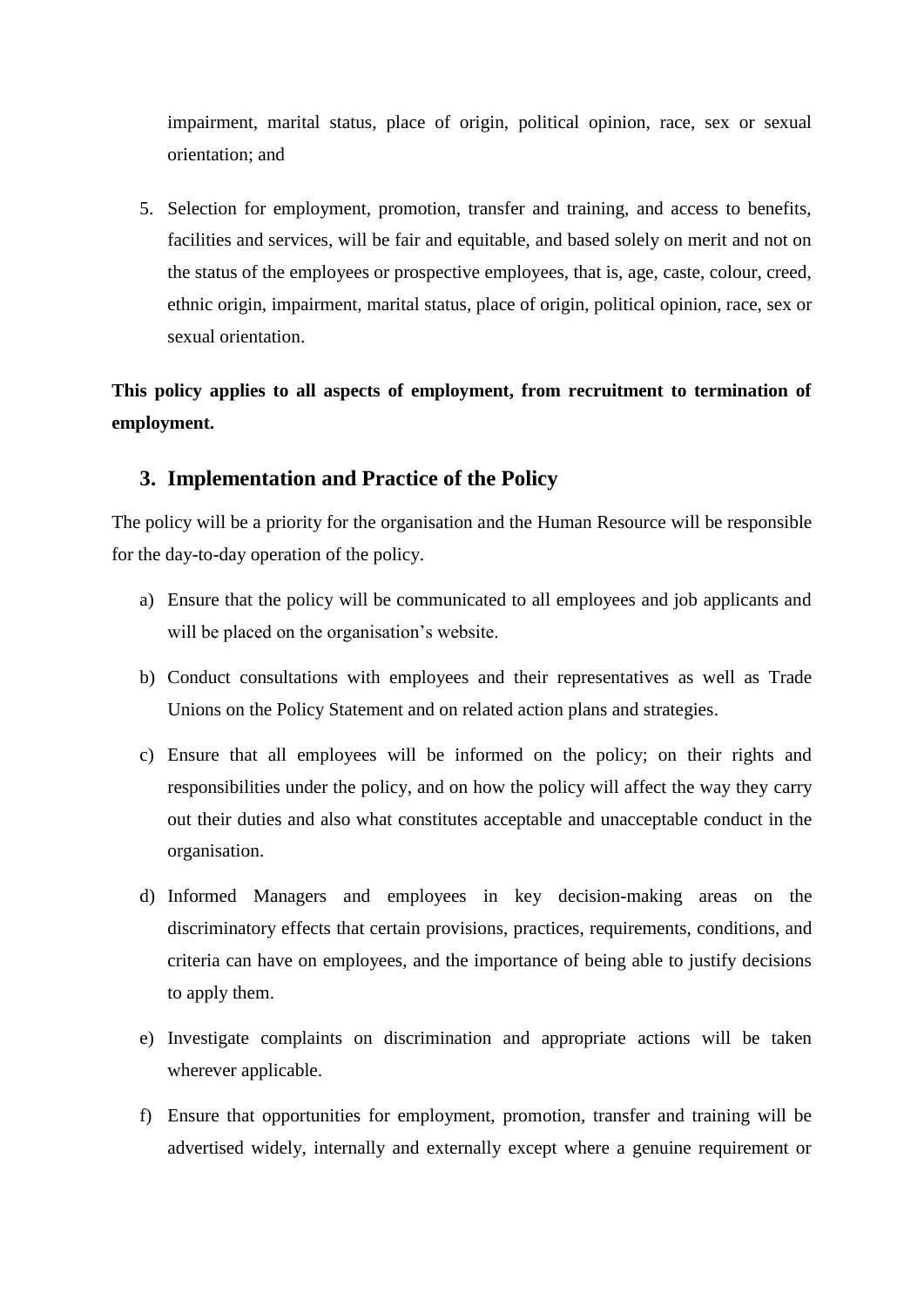impairment, marital status, place of origin, political opinion, race, sex or sexual orientation; and

5. Selection for employment, promotion, transfer and training, and access to benefits, facilities and services, will be fair and equitable, and based solely on merit and not on the status of the employees or prospective employees, that is, age, caste, colour, creed, ethnic origin, impairment, marital status, place of origin, political opinion, race, sex or sexual orientation.

**This policy applies to all aspects of employment, from recruitment to termination of employment.**

## 3. Implementation and Practice of the Policy

The policy will be a priority for the organisation and the Human Resource will be responsible for the day-to-day operation of the policy.

a) Ensure that the policy will be communicated to all employees and job applicants and will be placed on the organisation's website.

b) Conduct consultations with employees and their representatives as well as Trade Unions on the Policy Statement and on related action plans and strategies.

c) Ensure that all employees will be informed on the policy; on their rights and responsibilities under the policy, and on how the policy will affect the way they carry out their duties and also what constitutes acceptable and unacceptable conduct in the organisation.

d) Informed Managers and employees in key decision-making areas on the discriminatory effects that certain provisions, practices, requirements, conditions, and criteria can have on employees, and the importance of being able to justify decisions to apply them.

e) Investigate complaints on discrimination and appropriate actions will be taken wherever applicable.

f) Ensure that opportunities for employment, promotion, transfer and training will be advertised widely, internally and externally except where a genuine requirement or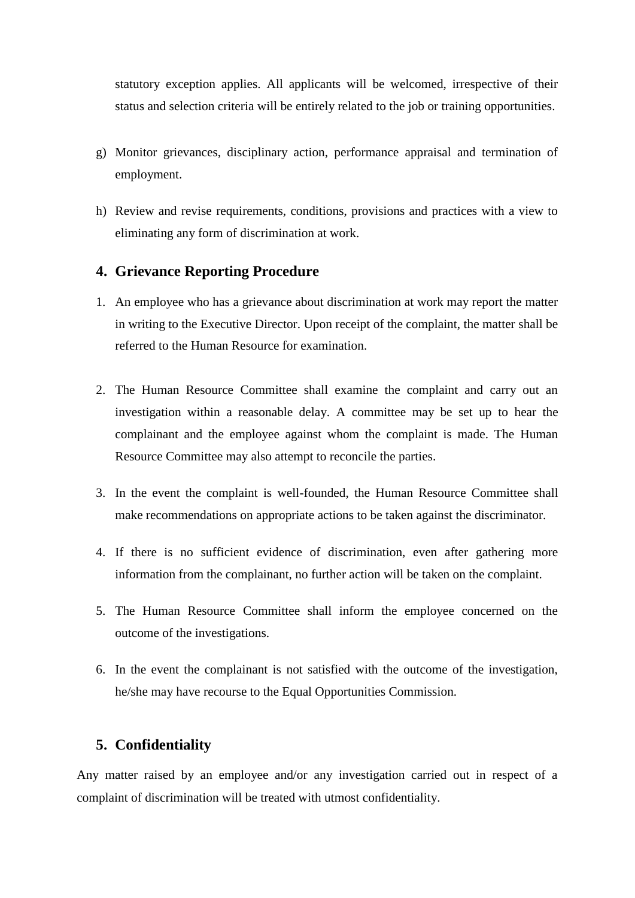statutory exception applies. All applicants will be welcomed, irrespective of their status and selection criteria will be entirely related to the job or training opportunities.

g) Monitor grievances, disciplinary action, performance appraisal and termination of employment.

h) Review and revise requirements, conditions, provisions and practices with a view to eliminating any form of discrimination at work.

## 4. Grievance Reporting Procedure

1. An employee who has a grievance about discrimination at work may report the matter in writing to the Executive Director. Upon receipt of the complaint, the matter shall be referred to the Human Resource for examination.

2. The Human Resource Committee shall examine the complaint and carry out an investigation within a reasonable delay. A committee may be set up to hear the complainant and the employee against whom the complaint is made. The Human Resource Committee may also attempt to reconcile the parties.

3. In the event the complaint is well-founded, the Human Resource Committee shall make recommendations on appropriate actions to be taken against the discriminator.

4. If there is no sufficient evidence of discrimination, even after gathering more information from the complainant, no further action will be taken on the complaint.

5. The Human Resource Committee shall inform the employee concerned on the outcome of the investigations.

6. In the event the complainant is not satisfied with the outcome of the investigation, he/she may have recourse to the Equal Opportunities Commission.

## 5. Confidentiality

Any matter raised by an employee and/or any investigation carried out in respect of a complaint of discrimination will be treated with utmost confidentiality.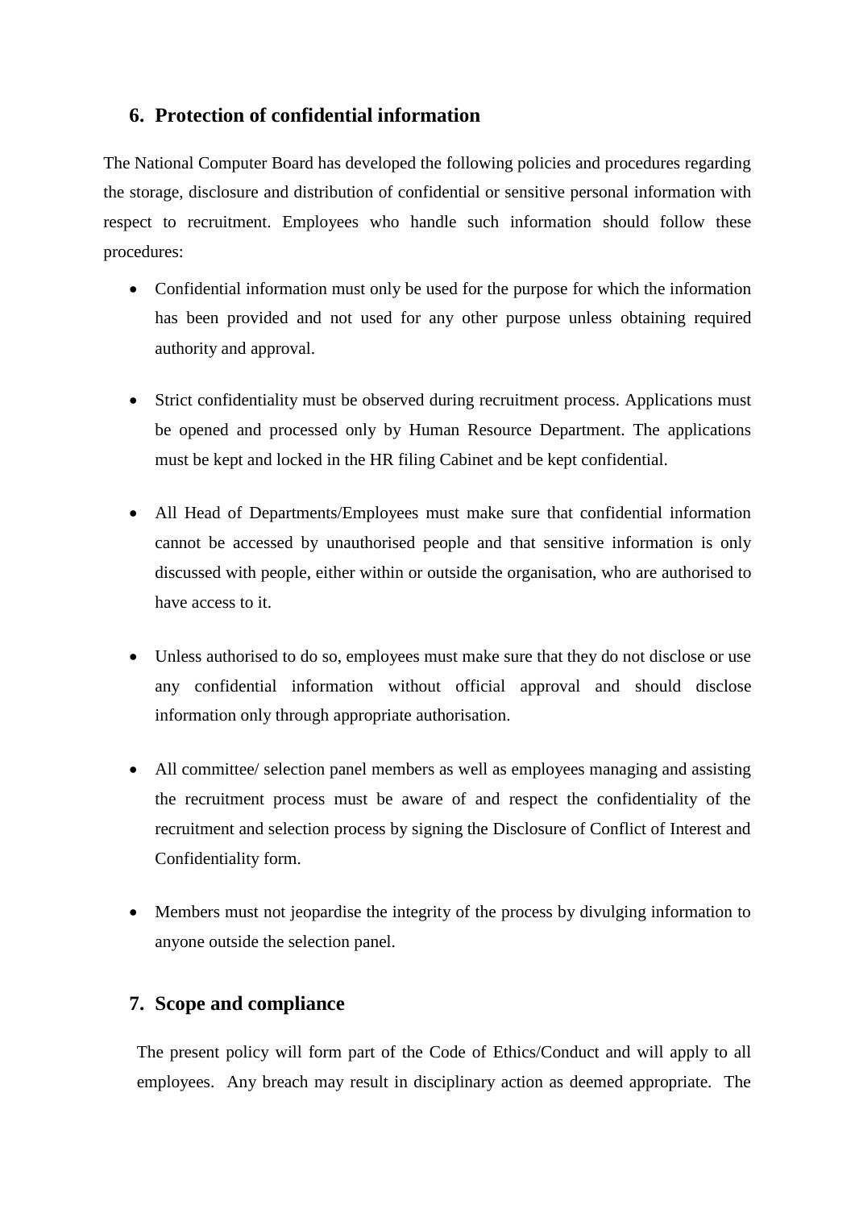## 6. Protection of confidential information

The National Computer Board has developed the following policies and procedures regarding the storage, disclosure and distribution of confidential or sensitive personal information with respect to recruitment. Employees who handle such information should follow these procedures:

- Confidential information must only be used for the purpose for which the information has been provided and not used for any other purpose unless obtaining required authority and approval.

- Strict confidentiality must be observed during recruitment process. Applications must be opened and processed only by Human Resource Department. The applications must be kept and locked in the HR filing Cabinet and be kept confidential.

- All Head of Departments/Employees must make sure that confidential information cannot be accessed by unauthorised people and that sensitive information is only discussed with people, either within or outside the organisation, who are authorised to have access to it.

- Unless authorised to do so, employees must make sure that they do not disclose or use any confidential information without official approval and should disclose information only through appropriate authorisation.

- All committee/ selection panel members as well as employees managing and assisting the recruitment process must be aware of and respect the confidentiality of the recruitment and selection process by signing the Disclosure of Conflict of Interest and Confidentiality form.

- Members must not jeopardise the integrity of the process by divulging information to anyone outside the selection panel.

## 7. Scope and compliance

The present policy will form part of the Code of Ethics/Conduct and will apply to all employees. Any breach may result in disciplinary action as deemed appropriate. The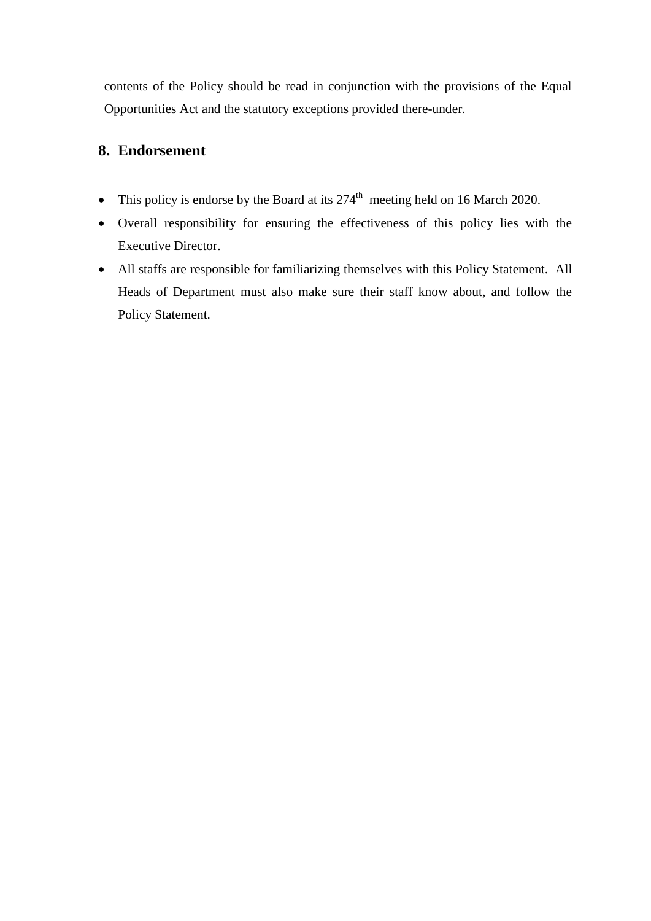contents of the Policy should be read in conjunction with the provisions of the Equal Opportunities Act and the statutory exceptions provided there-under.

## 8. Endorsement

- This policy is endorse by the Board at its 274$^{th}$ meeting held on 16 March 2020.
- Overall responsibility for ensuring the effectiveness of this policy lies with the Executive Director.
- All staffs are responsible for familiarizing themselves with this Policy Statement. All Heads of Department must also make sure their staff know about, and follow the Policy Statement.